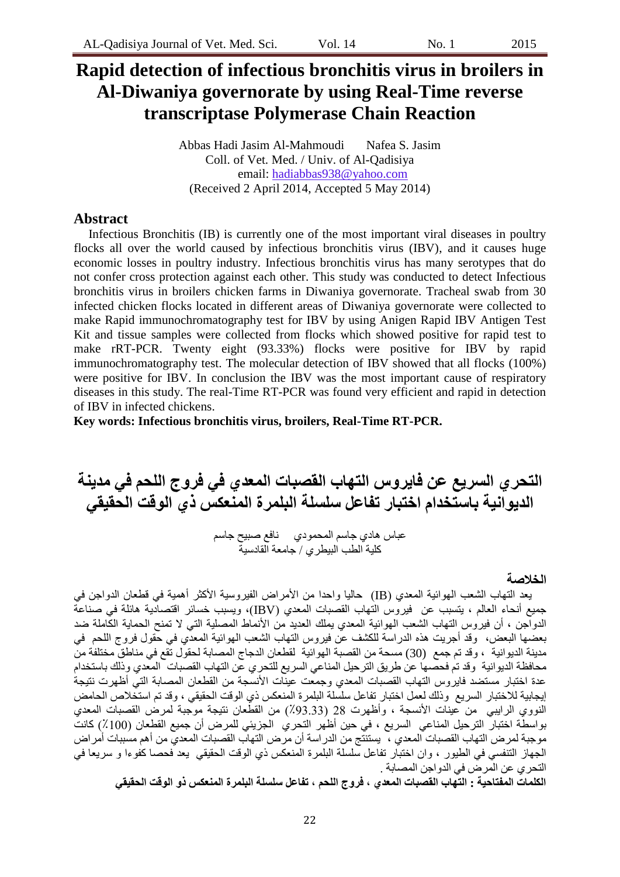# Rapid detection of infectious bronchitis virus in broilers in Al-Diwaniya governorate by using Real-Time reverse transcriptase Polymerase Chain Reaction

Abbas Hadi Jasim Al-Mahmoudi Nafea S. Jasim

Coll. of Vet. Med. / Univ. of Al-Qadisiya

email: hadiabbas938@yahoo.com

(Received 2 April 2014, Accepted 5 May 2014)

## Abstract

Infectious Bronchitis (IB) is currently one of the most important viral diseases in poultry flocks all over the world caused by infectious bronchitis virus (IBV), and it causes huge economic losses in poultry industry. Infectious bronchitis virus has many serotypes that do not confer cross protection against each other. This study was conducted to detect Infectious bronchitis virus in broilers chicken farms in Diwaniya governorate. Tracheal swab from 30 infected chicken flocks located in different areas of Diwaniya governorate were collected to make Rapid immunochromatography test for IBV by using Anigen Rapid IBV Antigen Test Kit and tissue samples were collected from flocks which showed positive for rapid test to make rRT-PCR. Twenty eight (93.33%) flocks were positive for IBV by rapid immunochromatography test. The molecular detection of IBV showed that all flocks (100%) were positive for IBV. In conclusion the IBV was the most important cause of respiratory diseases in this study. The real-Time RT-PCR was found very efficient and rapid in detection of IBV in infected chickens.

**Key words: Infectious bronchitis virus, broilers, Real-Time RT-PCR.**

# التحري السريع عن فايروس التهاب القصبات المعدي في فروج اللحم في مدينة الديوانية باستخدام اختبار تفاعل سلسلة البلمرة المنعكس ذي الوقت الحقيقي

عباس هادي جاسم المحمودي نافع صبيح جاسم

كلية الطب البيطري / جامعة القادسية

## الخلاصة

يعد التهاب الشعب الهوائية المعدي (IB) حاليا واحدا من الأمراض الفيروسية الأكثر أهمية في قطعان الدواجن في جميع أنحاء العالم ، يتسبب عن فيروس التهاب القصبات المعدي (IBV)، ويسبب خسائر اقتصادية هائلة في صناعة الدواجن ، أن فيروس التهاب الشعب الهوائية المعدي يملك العديد من الأنماط المصلية التي لا تمنح الحماية الكاملة ضد بعضها البعض، وقد أجريت هذه الدراسة للكشف عن فيروس التهاب الشعب الهوائية المعدي في حقول فروج اللحم في مدينة الديوانية ، وقد تم جمع (30) مسحة من القصبة الهوائية لقطعان الدجاج المصابة لحقول تقع في مناطق مختلفة من محافظة الديوانية وقد تم فحصها عن طريق الترحيل المناعي السريع للتحري عن التهاب القصبات المعدي وذلك باستخدام عدة اختبار مستضد فايروس التهاب القصبات المعدي وجمعت عينات الأنسجة من القطعان المصابة التي أظهرت نتيجة إيجابية للاختبار السريع وذلك لعمل اختبار تفاعل سلسلة البلمرة المنعكس ذي الوقت الحقيقي ، وقد تم استخلاص الحامض النووي الرايبي من عينات الأنسجة ، وأظهرت 28 (93.33٪) من القطعان نتيجة موجبة لمرض القصبات المعدي بواسطة اختبار الترحيل المناعي السريع ، في حين أظهر التحري الجزيئي للمرض أن جميع القطعان (100٪) كانت موجبة لمرض التهاب القصبات المعدي ، يستنتج من الدراسة أن مرض التهاب القصبات المعدي من أهم مسببات أمراض الجهاز التنفسي في الطيور ، وان اختبار تفاعل سلسلة البلمرة المنعكس ذي الوقت الحقيقي يعد فحصا كفوءا و سريعا في التحري عن المرض في الدواجن المصابة .

**الكلمات المفتاحية : التهاب القصبات المعدي ، فروج اللحم ، تفاعل سلسلة البلمرة المنعكس ذو الوقت الحقيقي**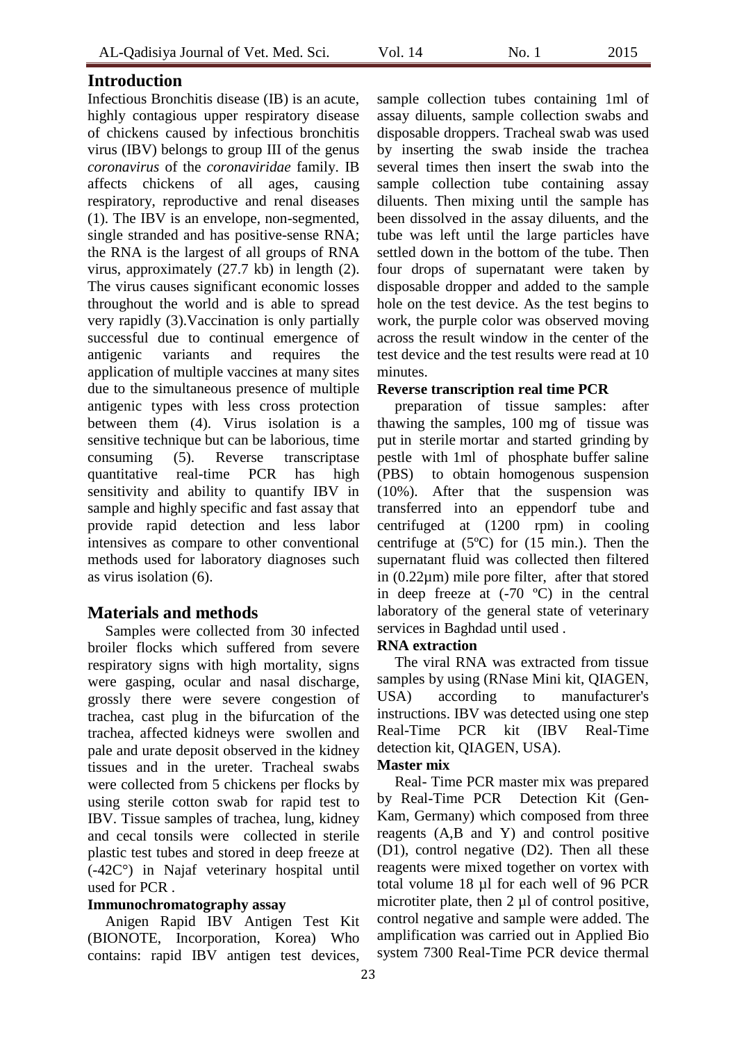## Introduction

Infectious Bronchitis disease (IB) is an acute, highly contagious upper respiratory disease of chickens caused by infectious bronchitis virus (IBV) belongs to group III of the genus *coronavirus* of the *coronaviridae* family. IB affects chickens of all ages, causing respiratory, reproductive and renal diseases (1). The IBV is an envelope, non-segmented, single stranded and has positive-sense RNA; the RNA is the largest of all groups of RNA virus, approximately (27.7 kb) in length (2). The virus causes significant economic losses throughout the world and is able to spread very rapidly (3).Vaccination is only partially successful due to continual emergence of antigenic variants and requires the application of multiple vaccines at many sites due to the simultaneous presence of multiple antigenic types with less cross protection between them (4). Virus isolation is a sensitive technique but can be laborious, time consuming (5). Reverse transcriptase quantitative real-time PCR has high sensitivity and ability to quantify IBV in sample and highly specific and fast assay that provide rapid detection and less labor intensives as compare to other conventional methods used for laboratory diagnoses such as virus isolation (6).

## Materials and methods

Samples were collected from 30 infected broiler flocks which suffered from severe respiratory signs with high mortality, signs were gasping, ocular and nasal discharge, grossly there were severe congestion of trachea, cast plug in the bifurcation of the trachea, affected kidneys were swollen and pale and urate deposit observed in the kidney tissues and in the ureter. Tracheal swabs were collected from 5 chickens per flocks by using sterile cotton swab for rapid test to IBV. Tissue samples of trachea, lung, kidney and cecal tonsils were collected in sterile plastic test tubes and stored in deep freeze at (-42C°) in Najaf veterinary hospital until used for PCR .

### Immunochromatography assay

Anigen Rapid IBV Antigen Test Kit (BIONOTE, Incorporation, Korea) Who contains: rapid IBV antigen test devices, sample collection tubes containing 1ml of assay diluents, sample collection swabs and disposable droppers. Tracheal swab was used by inserting the swab inside the trachea several times then insert the swab into the sample collection tube containing assay diluents. Then mixing until the sample has been dissolved in the assay diluents, and the tube was left until the large particles have settled down in the bottom of the tube. Then four drops of supernatant were taken by disposable dropper and added to the sample hole on the test device. As the test begins to work, the purple color was observed moving across the result window in the center of the test device and the test results were read at 10 minutes.

### Reverse transcription real time PCR

preparation of tissue samples: after thawing the samples, 100 mg of tissue was put in sterile mortar and started grinding by pestle with 1ml of phosphate buffer saline (PBS) to obtain homogenous suspension (10%). After that the suspension was transferred into an eppendorf tube and centrifuged at (1200 rpm) in cooling centrifuge at (5ºC) for (15 min.). Then the supernatant fluid was collected then filtered in (0.22µm) mile pore filter, after that stored in deep freeze at (-70 ºC) in the central laboratory of the general state of veterinary services in Baghdad until used .

### RNA extraction

The viral RNA was extracted from tissue samples by using (RNase Mini kit, QIAGEN, USA) according to manufacturer's instructions. IBV was detected using one step Real-Time PCR kit (IBV Real-Time detection kit, QIAGEN, USA).

### Master mix

Real- Time PCR master mix was prepared by Real-Time PCR Detection Kit (Gen-Kam, Germany) which composed from three reagents (A,B and Y) and control positive (D1), control negative (D2). Then all these reagents were mixed together on vortex with total volume 18 µl for each well of 96 PCR microtiter plate, then 2 µl of control positive, control negative and sample were added. The amplification was carried out in Applied Bio system 7300 Real-Time PCR device thermal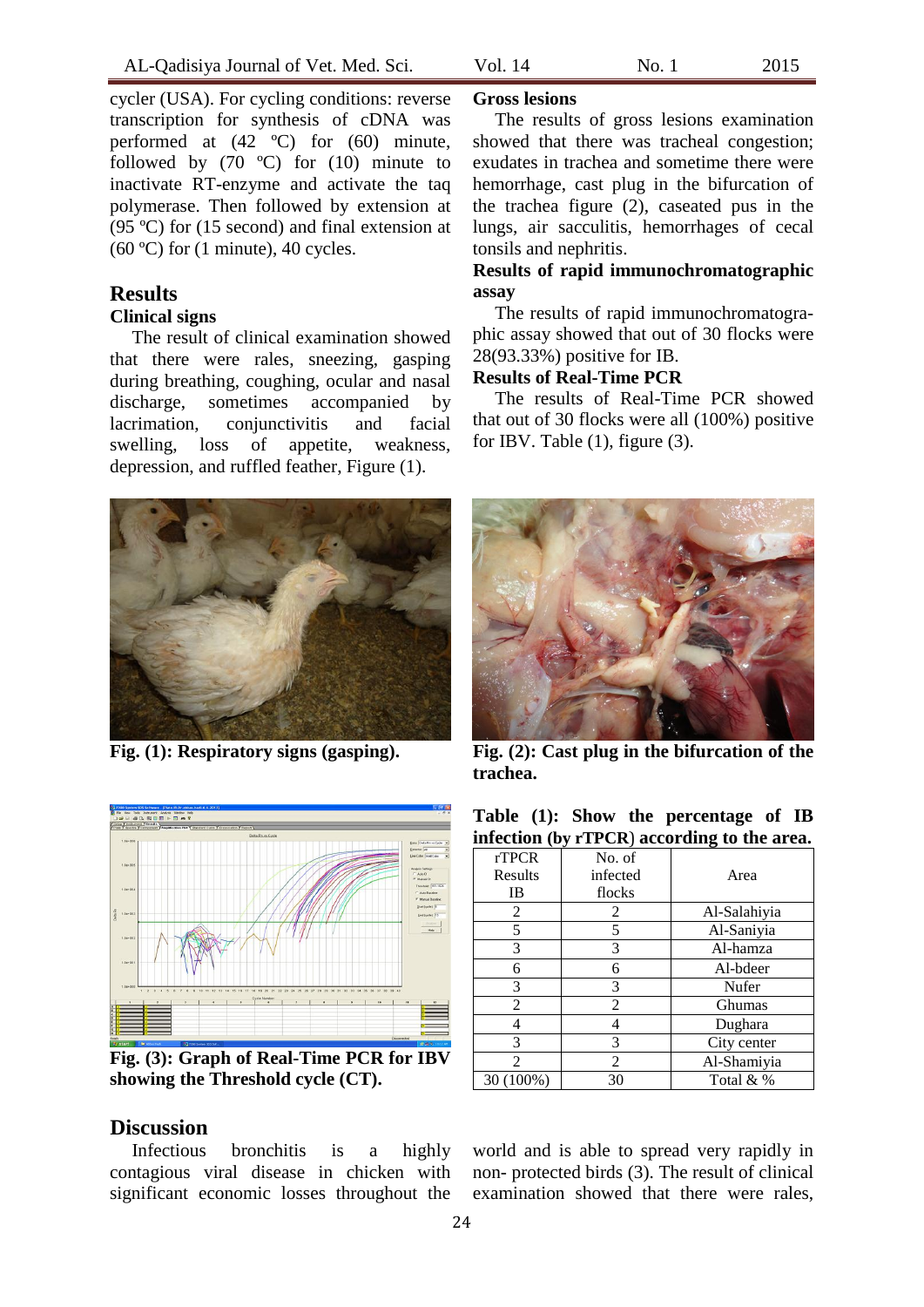cycler (USA). For cycling conditions: reverse transcription for synthesis of cDNA was performed at (42 ºC) for (60) minute, followed by (70 ºC) for (10) minute to inactivate RT-enzyme and activate the taq polymerase. Then followed by extension at (95 ºC) for (15 second) and final extension at (60 ºC) for (1 minute), 40 cycles.

## Results

### Clinical signs

The result of clinical examination showed that there were rales, sneezing, gasping during breathing, coughing, ocular and nasal discharge, sometimes accompanied by lacrimation, conjunctivitis and facial swelling, loss of appetite, weakness, depression, and ruffled feather, Figure (1).

### Gross lesions

The results of gross lesions examination showed that there was tracheal congestion; exudates in trachea and sometime there were hemorrhage, cast plug in the bifurcation of the trachea figure (2), caseated pus in the lungs, air sacculitis, hemorrhages of cecal tonsils and nephritis.

### Results of rapid immunochromatographic assay

The results of rapid immunochromatographic assay showed that out of 30 flocks were 28(93.33%) positive for IB.

### Results of Real-Time PCR

The results of Real-Time PCR showed that out of 30 flocks were all (100%) positive for IBV. Table (1), figure (3).

**Fig. (1): Respiratory signs (gasping).**

**Fig. (2): Cast plug in the bifurcation of the trachea.**

**Fig. (3): Graph of Real-Time PCR for IBV showing the Threshold cycle (CT).**

**Table (1): Show the percentage of IB infection (by rTPCR) according to the area.**

| rTPCR Results IB | No. of infected flocks | Area |
|---|---|---|
| 2 | 2 | Al-Salahiyia |
| 5 | 5 | Al-Saniyia |
| 3 | 3 | Al-hamza |
| 6 | 6 | Al-bdeer |
| 3 | 3 | Nufer |
| 2 | 2 | Ghumas |
| 4 | 4 | Dughara |
| 3 | 3 | City center |
| 2 | 2 | Al-Shamiyia |
| 30 (100%) | 30 | Total & % |

## Discussion

Infectious bronchitis is a highly contagious viral disease in chicken with significant economic losses throughout the world and is able to spread very rapidly in non- protected birds (3). The result of clinical examination showed that there were rales,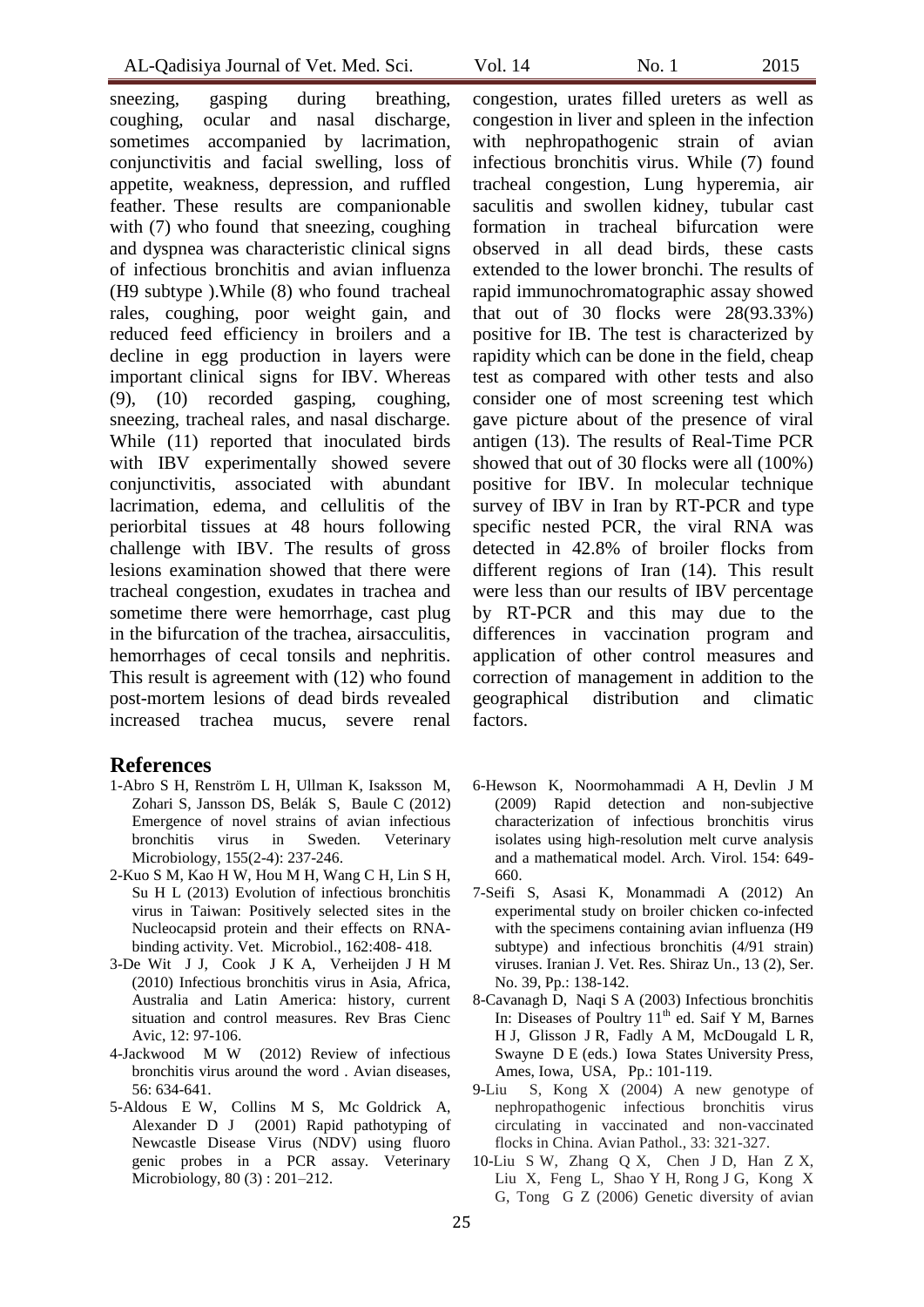sneezing, gasping during breathing, coughing, ocular and nasal discharge, sometimes accompanied by lacrimation, conjunctivitis and facial swelling, loss of appetite, weakness, depression, and ruffled feather. These results are companionable with (7) who found that sneezing, coughing and dyspnea was characteristic clinical signs of infectious bronchitis and avian influenza (H9 subtype ).While (8) who found tracheal rales, coughing, poor weight gain, and reduced feed efficiency in broilers and a decline in egg production in layers were important clinical signs for IBV. Whereas (9), (10) recorded gasping, coughing, sneezing, tracheal rales, and nasal discharge. While (11) reported that inoculated birds with IBV experimentally showed severe conjunctivitis, associated with abundant lacrimation, edema, and cellulitis of the periorbital tissues at 48 hours following challenge with IBV. The results of gross lesions examination showed that there were tracheal congestion, exudates in trachea and sometime there were hemorrhage, cast plug in the bifurcation of the trachea, airsacculitis, hemorrhages of cecal tonsils and nephritis. This result is agreement with (12) who found post-mortem lesions of dead birds revealed increased trachea mucus, severe renal congestion, urates filled ureters as well as congestion in liver and spleen in the infection with nephropathogenic strain of avian infectious bronchitis virus. While (7) found tracheal congestion, Lung hyperemia, air saculitis and swollen kidney, tubular cast formation in tracheal bifurcation were observed in all dead birds, these casts extended to the lower bronchi. The results of rapid immunochromatographic assay showed that out of 30 flocks were 28(93.33%) positive for IB. The test is characterized by rapidity which can be done in the field, cheap test as compared with other tests and also consider one of most screening test which gave picture about of the presence of viral antigen (13). The results of Real-Time PCR showed that out of 30 flocks were all (100%) positive for IBV. In molecular technique survey of IBV in Iran by RT-PCR and type specific nested PCR, the viral RNA was detected in 42.8% of broiler flocks from different regions of Iran (14). This result were less than our results of IBV percentage by RT-PCR and this may due to the differences in vaccination program and application of other control measures and correction of management in addition to the geographical distribution and climatic factors.

## References

1-Abro S H, Renström L H, Ullman K, Isaksson M, Zohari S, Jansson DS, Belák S, Baule C (2012) Emergence of novel strains of avian infectious bronchitis virus in Sweden. Veterinary Microbiology, 155(2-4): 237-246.

2-Kuo S M, Kao H W, Hou M H, Wang C H, Lin S H, Su H L (2013) Evolution of infectious bronchitis virus in Taiwan: Positively selected sites in the Nucleocapsid protein and their effects on RNA-binding activity. Vet. Microbiol., 162:408- 418.

3-De Wit J J, Cook J K A, Verheijden J H M (2010) Infectious bronchitis virus in Asia, Africa, Australia and Latin America: history, current situation and control measures. Rev Bras Cienc Avic, 12: 97-106.

4-Jackwood M W (2012) Review of infectious bronchitis virus around the word . Avian diseases, 56: 634-641.

5-Aldous E W, Collins M S, Mc Goldrick A, Alexander D J (2001) Rapid pathotyping of Newcastle Disease Virus (NDV) using fluoro genic probes in a PCR assay. Veterinary Microbiology, 80 (3) : 201–212.

6-Hewson K, Noormohammadi A H, Devlin J M (2009) Rapid detection and non-subjective characterization of infectious bronchitis virus isolates using high-resolution melt curve analysis and a mathematical model. Arch. Virol. 154: 649-660.

7-Seifi S, Asasi K, Monammadi A (2012) An experimental study on broiler chicken co-infected with the specimens containing avian influenza (H9 subtype) and infectious bronchitis (4/91 strain) viruses. Iranian J. Vet. Res. Shiraz Un., 13 (2), Ser. No. 39, Pp.: 138-142.

8-Cavanagh D, Naqi S A (2003) Infectious bronchitis In: Diseases of Poultry 11th ed. Saif Y M, Barnes H J, Glisson J R, Fadly A M, McDougald L R, Swayne D E (eds.) Iowa States University Press, Ames, Iowa, USA, Pp.: 101-119.

9-Liu S, Kong X (2004) A new genotype of nephropathogenic infectious bronchitis virus circulating in vaccinated and non-vaccinated flocks in China. Avian Pathol., 33: 321-327.

10-Liu S W, Zhang Q X, Chen J D, Han Z X, Liu X, Feng L, Shao Y H, Rong J G, Kong X G, Tong G Z (2006) Genetic diversity of avian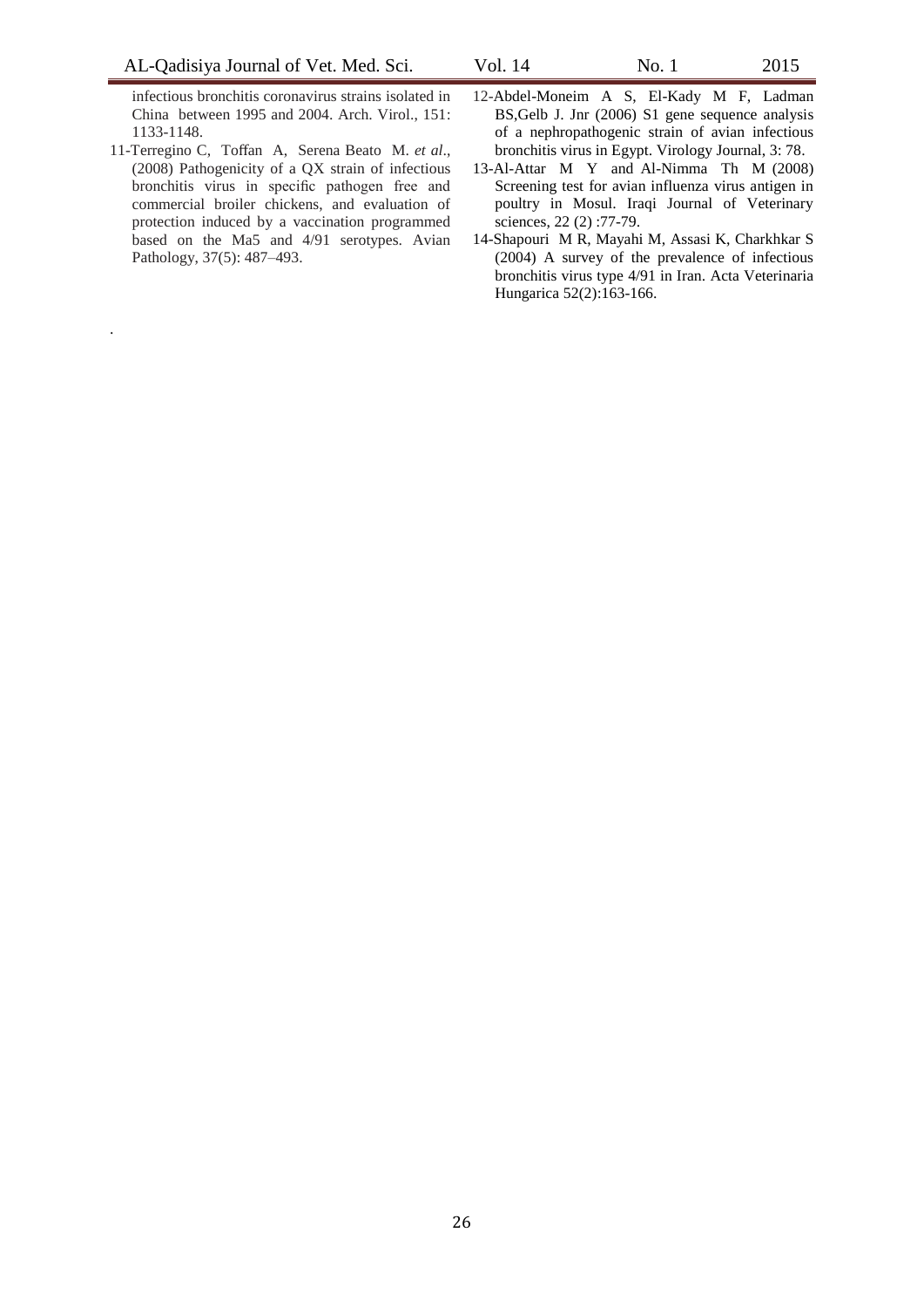infectious bronchitis coronavirus strains isolated in China between 1995 and 2004. Arch. Virol., 151: 1133-1148.

11-Terregino C, Toffan A, Serena Beato M. *et al*., (2008) Pathogenicity of a QX strain of infectious bronchitis virus in specific pathogen free and commercial broiler chickens, and evaluation of protection induced by a vaccination programmed based on the Ma5 and 4/91 serotypes. Avian Pathology, 37(5): 487–493.

12-Abdel-Moneim A S, El-Kady M F, Ladman BS,Gelb J. Jnr (2006) S1 gene sequence analysis of a nephropathogenic strain of avian infectious bronchitis virus in Egypt. Virology Journal, 3: 78.

13-Al-Attar M Y and Al-Nimma Th M (2008) Screening test for avian influenza virus antigen in poultry in Mosul. Iraqi Journal of Veterinary sciences, 22 (2) :77-79.

14-Shapouri M R, Mayahi M, Assasi K, Charkhkar S (2004) A survey of the prevalence of infectious bronchitis virus type 4/91 in Iran. Acta Veterinaria Hungarica 52(2):163-166.